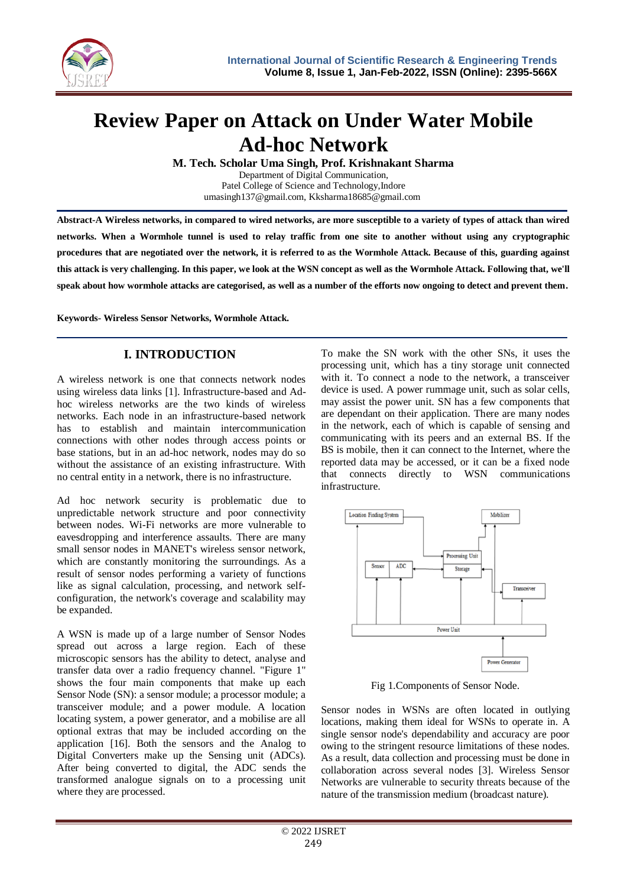# Review Paper on Attack on Under Water Mobile Ad-hoc Network

**M. Tech. Scholar Uma Singh, Prof. Krishnakant Sharma**

Department of Digital Communication,
Patel College of Science and Technology,Indore
umasingh137@gmail.com, Kksharma18685@gmail.com

**Abstract-A Wireless networks, in compared to wired networks, are more susceptible to a variety of types of attack than wired networks. When a Wormhole tunnel is used to relay traffic from one site to another without using any cryptographic procedures that are negotiated over the network, it is referred to as the Wormhole Attack. Because of this, guarding against this attack is very challenging. In this paper, we look at the WSN concept as well as the Wormhole Attack. Following that, we'll speak about how wormhole attacks are categorised, as well as a number of the efforts now ongoing to detect and prevent them.**

**Keywords- Wireless Sensor Networks, Wormhole Attack.**

## I. INTRODUCTION

A wireless network is one that connects network nodes using wireless data links [1]. Infrastructure-based and Ad-hoc wireless networks are the two kinds of wireless networks. Each node in an infrastructure-based network has to establish and maintain intercommunication connections with other nodes through access points or base stations, but in an ad-hoc network, nodes may do so without the assistance of an existing infrastructure. With no central entity in a network, there is no infrastructure.

Ad hoc network security is problematic due to unpredictable network structure and poor connectivity between nodes. Wi-Fi networks are more vulnerable to eavesdropping and interference assaults. There are many small sensor nodes in MANET's wireless sensor network, which are constantly monitoring the surroundings. As a result of sensor nodes performing a variety of functions like as signal calculation, processing, and network self-configuration, the network's coverage and scalability may be expanded.

A WSN is made up of a large number of Sensor Nodes spread out across a large region. Each of these microscopic sensors has the ability to detect, analyse and transfer data over a radio frequency channel. "Figure 1" shows the four main components that make up each Sensor Node (SN): a sensor module; a processor module; a transceiver module; and a power module. A location locating system, a power generator, and a mobilise are all optional extras that may be included according on the application [16]. Both the sensors and the Analog to Digital Converters make up the Sensing unit (ADCs). After being converted to digital, the ADC sends the transformed analogue signals on to a processing unit where they are processed.

To make the SN work with the other SNs, it uses the processing unit, which has a tiny storage unit connected with it. To connect a node to the network, a transceiver device is used. A power rummage unit, such as solar cells, may assist the power unit. SN has a few components that are dependant on their application. There are many nodes in the network, each of which is capable of sensing and communicating with its peers and an external BS. If the BS is mobile, then it can connect to the Internet, where the reported data may be accessed, or it can be a fixed node that connects directly to WSN communications infrastructure.

Location Finding System
Mobilizer
Processing Unit
Sensor
ADC
Storage
Transceiver
Power Unit
Power Generator

Fig 1.Components of Sensor Node.

Sensor nodes in WSNs are often located in outlying locations, making them ideal for WSNs to operate in. A single sensor node's dependability and accuracy are poor owing to the stringent resource limitations of these nodes. As a result, data collection and processing must be done in collaboration across several nodes [3]. Wireless Sensor Networks are vulnerable to security threats because of the nature of the transmission medium (broadcast nature).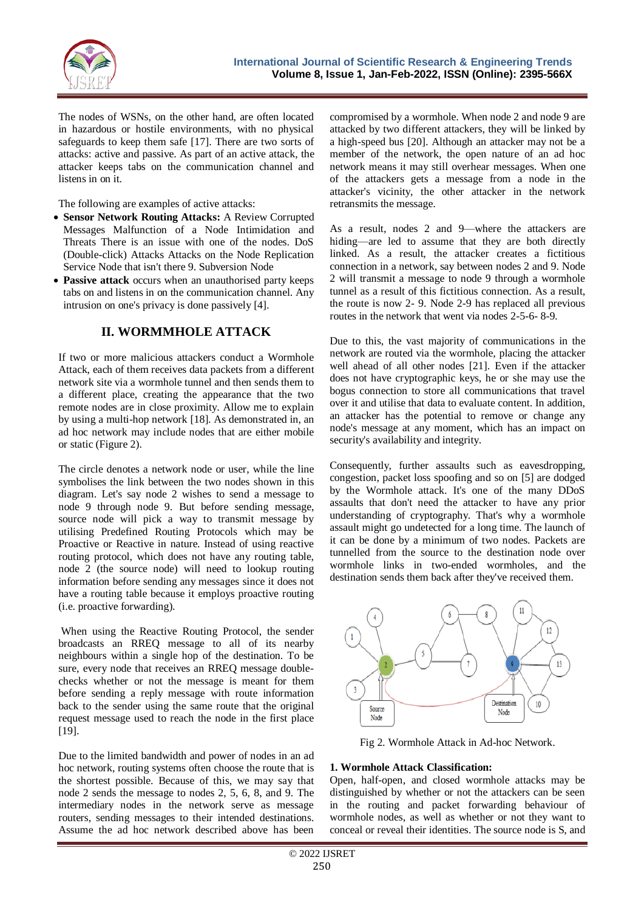The nodes of WSNs, on the other hand, are often located in hazardous or hostile environments, with no physical safeguards to keep them safe [17]. There are two sorts of attacks: active and passive. As part of an active attack, the attacker keeps tabs on the communication channel and listens in on it.

The following are examples of active attacks:

- **Sensor Network Routing Attacks:** A Review Corrupted Messages Malfunction of a Node Intimidation and Threats There is an issue with one of the nodes. DoS (Double-click) Attacks Attacks on the Node Replication Service Node that isn't there 9. Subversion Node
- **Passive attack** occurs when an unauthorised party keeps tabs on and listens in on the communication channel. Any intrusion on one's privacy is done passively [4].

## II. WORMMHOLE ATTACK

If two or more malicious attackers conduct a Wormhole Attack, each of them receives data packets from a different network site via a wormhole tunnel and then sends them to a different place, creating the appearance that the two remote nodes are in close proximity. Allow me to explain by using a multi-hop network [18]. As demonstrated in, an ad hoc network may include nodes that are either mobile or static (Figure 2).

The circle denotes a network node or user, while the line symbolises the link between the two nodes shown in this diagram. Let's say node 2 wishes to send a message to node 9 through node 9. But before sending message, source node will pick a way to transmit message by utilising Predefined Routing Protocols which may be Proactive or Reactive in nature. Instead of using reactive routing protocol, which does not have any routing table, node 2 (the source node) will need to lookup routing information before sending any messages since it does not have a routing table because it employs proactive routing (i.e. proactive forwarding).

When using the Reactive Routing Protocol, the sender broadcasts an RREQ message to all of its nearby neighbours within a single hop of the destination. To be sure, every node that receives an RREQ message double-checks whether or not the message is meant for them before sending a reply message with route information back to the sender using the same route that the original request message used to reach the node in the first place [19].

Due to the limited bandwidth and power of nodes in an ad hoc network, routing systems often choose the route that is the shortest possible. Because of this, we may say that node 2 sends the message to nodes 2, 5, 6, 8, and 9. The intermediary nodes in the network serve as message routers, sending messages to their intended destinations. Assume the ad hoc network described above has been compromised by a wormhole. When node 2 and node 9 are attacked by two different attackers, they will be linked by a high-speed bus [20]. Although an attacker may not be a member of the network, the open nature of an ad hoc network means it may still overhear messages. When one of the attackers gets a message from a node in the attacker's vicinity, the other attacker in the network retransmits the message.

As a result, nodes 2 and 9—where the attackers are hiding—are led to assume that they are both directly linked. As a result, the attacker creates a fictitious connection in a network, say between nodes 2 and 9. Node 2 will transmit a message to node 9 through a wormhole tunnel as a result of this fictitious connection. As a result, the route is now 2- 9. Node 2-9 has replaced all previous routes in the network that went via nodes 2-5-6- 8-9.

Due to this, the vast majority of communications in the network are routed via the wormhole, placing the attacker well ahead of all other nodes [21]. Even if the attacker does not have cryptographic keys, he or she may use the bogus connection to store all communications that travel over it and utilise that data to evaluate content. In addition, an attacker has the potential to remove or change any node's message at any moment, which has an impact on security's availability and integrity.

Consequently, further assaults such as eavesdropping, congestion, packet loss spoofing and so on [5] are dodged by the Wormhole attack. It's one of the many DDoS assaults that don't need the attacker to have any prior understanding of cryptography. That's why a wormhole assault might go undetected for a long time. The launch of it can be done by a minimum of two nodes. Packets are tunnelled from the source to the destination node over wormhole links in two-ended wormholes, and the destination sends them back after they've received them.

1
4
2
3
5
6
7
8
9
10
11
12
13
Source Node
Destination Node

Fig 2. Wormhole Attack in Ad-hoc Network.

**1. Wormhole Attack Classification:**

Open, half-open, and closed wormhole attacks may be distinguished by whether or not the attackers can be seen in the routing and packet forwarding behaviour of wormhole nodes, as well as whether or not they want to conceal or reveal their identities. The source node is S, and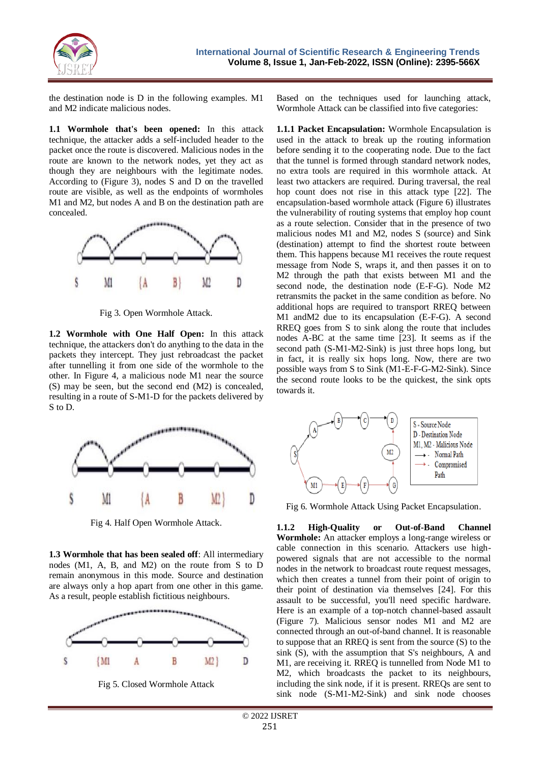the destination node is D in the following examples. M1 and M2 indicate malicious nodes.

**1.1 Wormhole that's been opened:** In this attack technique, the attacker adds a self-included header to the packet once the route is discovered. Malicious nodes in the route are known to the network nodes, yet they act as though they are neighbours with the legitimate nodes. According to (Figure 3), nodes S and D on the travelled route are visible, as well as the endpoints of wormholes M1 and M2, but nodes A and B on the destination path are concealed.

S M1 {A B} M2 D

Fig 3. Open Wormhole Attack.

**1.2 Wormhole with One Half Open:** In this attack technique, the attackers don't do anything to the data in the packets they intercept. They just rebroadcast the packet after tunnelling it from one side of the wormhole to the other. In Figure 4, a malicious node M1 near the source (S) may be seen, but the second end (M2) is concealed, resulting in a route of S-M1-D for the packets delivered by S to D.

S M1 {A B M2} D

Fig 4. Half Open Wormhole Attack.

**1.3 Wormhole that has been sealed off**: All intermediary nodes (M1, A, B, and M2) on the route from S to D remain anonymous in this mode. Source and destination are always only a hop apart from one other in this game. As a result, people establish fictitious neighbours.

S {M1 A B M2} D

Fig 5. Closed Wormhole Attack

Based on the techniques used for launching attack, Wormhole Attack can be classified into five categories:

**1.1.1 Packet Encapsulation:** Wormhole Encapsulation is used in the attack to break up the routing information before sending it to the cooperating node. Due to the fact that the tunnel is formed through standard network nodes, no extra tools are required in this wormhole attack. At least two attackers are required. During traversal, the real hop count does not rise in this attack type [22]. The encapsulation-based wormhole attack (Figure 6) illustrates the vulnerability of routing systems that employ hop count as a route selection. Consider that in the presence of two malicious nodes M1 and M2, nodes S (source) and Sink (destination) attempt to find the shortest route between them. This happens because M1 receives the route request message from Node S, wraps it, and then passes it on to M2 through the path that exists between M1 and the second node, the destination node (E-F-G). Node M2 retransmits the packet in the same condition as before. No additional hops are required to transport RREQ between M1 andM2 due to its encapsulation (E-F-G). A second RREQ goes from S to sink along the route that includes nodes A-BC at the same time [23]. It seems as if the second path (S-M1-M2-Sink) is just three hops long, but in fact, it is really six hops long. Now, there are two possible ways from S to Sink (M1-E-F-G-M2-Sink). Since the second route looks to be the quickest, the sink opts towards it.

A B C D
S M2
M1 E F G

S - Source Node
D - Destination Node
M1, M2 - Malicious Node
Normal Path
Compromised Path

Fig 6. Wormhole Attack Using Packet Encapsulation.

**1.1.2 High-Quality or Out-of-Band Channel Wormhole:** An attacker employs a long-range wireless or cable connection in this scenario. Attackers use high-powered signals that are not accessible to the normal nodes in the network to broadcast route request messages, which then creates a tunnel from their point of origin to their point of destination via themselves [24]. For this assault to be successful, you'll need specific hardware. Here is an example of a top-notch channel-based assault (Figure 7). Malicious sensor nodes M1 and M2 are connected through an out-of-band channel. It is reasonable to suppose that an RREQ is sent from the source (S) to the sink (S), with the assumption that S's neighbours, A and M1, are receiving it. RREQ is tunnelled from Node M1 to M2, which broadcasts the packet to its neighbours, including the sink node, if it is present. RREQs are sent to sink node (S-M1-M2-Sink) and sink node chooses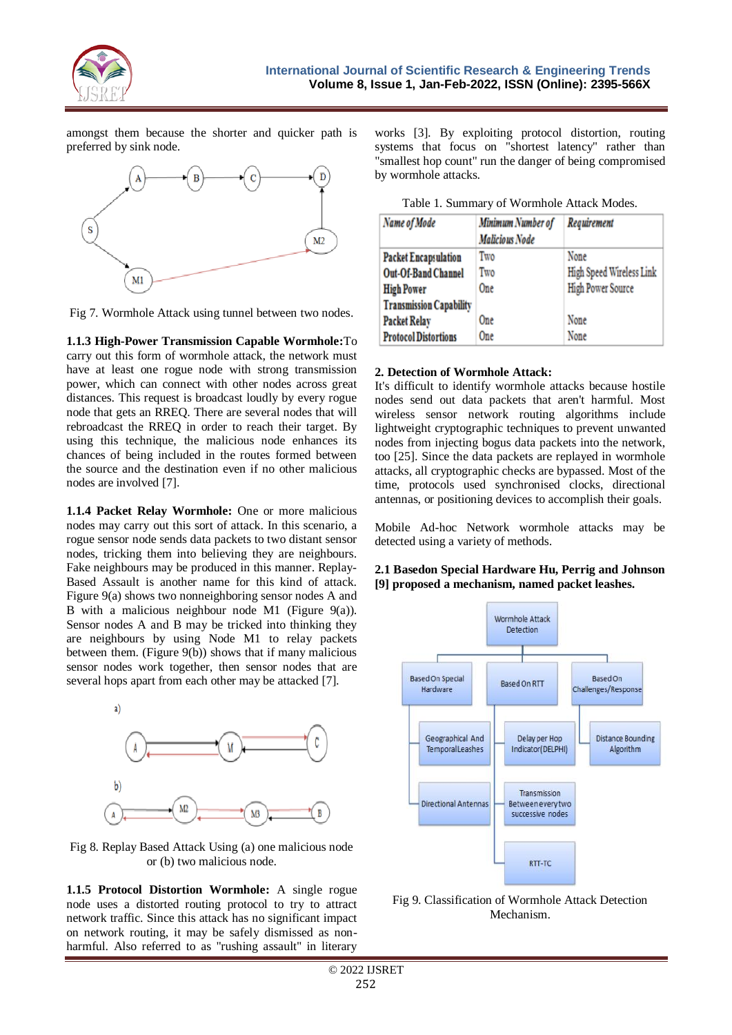amongst them because the shorter and quicker path is preferred by sink node.

Fig 7. Wormhole Attack using tunnel between two nodes.

**1.1.3 High-Power Transmission Capable Wormhole:** To carry out this form of wormhole attack, the network must have at least one rogue node with strong transmission power, which can connect with other nodes across great distances. This request is broadcast loudly by every rogue node that gets an RREQ. There are several nodes that will rebroadcast the RREQ in order to reach their target. By using this technique, the malicious node enhances its chances of being included in the routes formed between the source and the destination even if no other malicious nodes are involved [7].

**1.1.4 Packet Relay Wormhole:** One or more malicious nodes may carry out this sort of attack. In this scenario, a rogue sensor node sends data packets to two distant sensor nodes, tricking them into believing they are neighbours. Fake neighbours may be produced in this manner. Replay-Based Assault is another name for this kind of attack. Figure 9(a) shows two nonneighboring sensor nodes A and B with a malicious neighbour node M1 (Figure 9(a)). Sensor nodes A and B may be tricked into thinking they are neighbours by using Node M1 to relay packets between them. (Figure 9(b)) shows that if many malicious sensor nodes work together, then sensor nodes that are several hops apart from each other may be attacked [7].

Fig 8. Replay Based Attack Using (a) one malicious node or (b) two malicious node.

**1.1.5 Protocol Distortion Wormhole:** A single rogue node uses a distorted routing protocol to try to attract network traffic. Since this attack has no significant impact on network routing, it may be safely dismissed as non-harmful. Also referred to as "rushing assault" in literary works [3]. By exploiting protocol distortion, routing systems that focus on "shortest latency" rather than "smallest hop count" run the danger of being compromised by wormhole attacks.

Table 1. Summary of Wormhole Attack Modes.

| Name of Mode | Minimum Number of Malicious Node | Requirement |
|---|---|---|
| Packet Encapsulation | Two | None |
| Out-Of-Band Channel | Two | High Speed Wireless Link |
| High Power Transmission Capability | One | High Power Source |
| Packet Relay | One | None |
| Protocol Distortions | One | None |

## 2. Detection of Wormhole Attack:

It's difficult to identify wormhole attacks because hostile nodes send out data packets that aren't harmful. Most wireless sensor network routing algorithms include lightweight cryptographic techniques to prevent unwanted nodes from injecting bogus data packets into the network, too [25]. Since the data packets are replayed in wormhole attacks, all cryptographic checks are bypassed. Most of the time, protocols used synchronised clocks, directional antennas, or positioning devices to accomplish their goals.

Mobile Ad-hoc Network wormhole attacks may be detected using a variety of methods.

**2.1 Basedon Special Hardware Hu, Perrig and Johnson [9] proposed a mechanism, named packet leashes.**

Wormhole Attack Detection
Based On Special Hardware
Based On RTT
Based On Challenges/Response
Geographical And Temporal Leashes
Delay per Hop Indicator(DELPHI)
Distance Bounding Algorithm
Directional Antennas
Transmission Between every two successive nodes
RTT-TC

Fig 9. Classification of Wormhole Attack Detection Mechanism.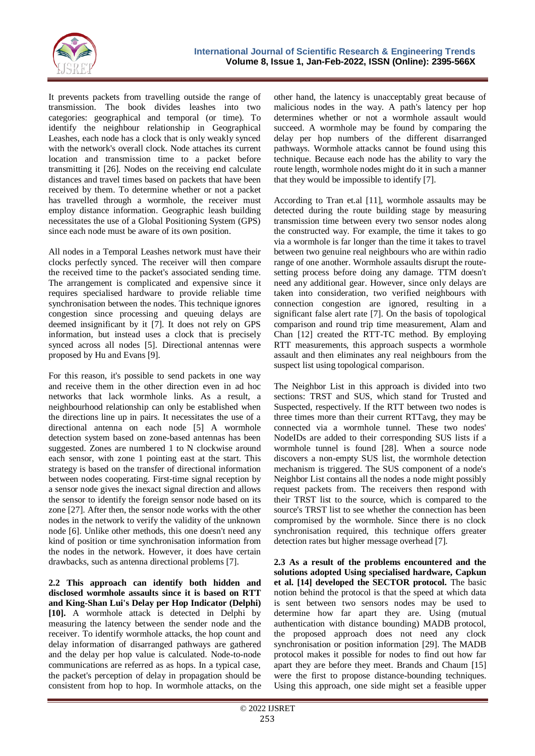It prevents packets from travelling outside the range of transmission. The book divides leashes into two categories: geographical and temporal (or time). To identify the neighbour relationship in Geographical Leashes, each node has a clock that is only weakly synced with the network's overall clock. Node attaches its current location and transmission time to a packet before transmitting it [26]. Nodes on the receiving end calculate distances and travel times based on packets that have been received by them. To determine whether or not a packet has travelled through a wormhole, the receiver must employ distance information. Geographic leash building necessitates the use of a Global Positioning System (GPS) since each node must be aware of its own position.

All nodes in a Temporal Leashes network must have their clocks perfectly synced. The receiver will then compare the received time to the packet's associated sending time. The arrangement is complicated and expensive since it requires specialised hardware to provide reliable time synchronisation between the nodes. This technique ignores congestion since processing and queuing delays are deemed insignificant by it [7]. It does not rely on GPS information, but instead uses a clock that is precisely synced across all nodes [5]. Directional antennas were proposed by Hu and Evans [9].

For this reason, it's possible to send packets in one way and receive them in the other direction even in ad hoc networks that lack wormhole links. As a result, a neighbourhood relationship can only be established when the directions line up in pairs. It necessitates the use of a directional antenna on each node [5] A wormhole detection system based on zone-based antennas has been suggested. Zones are numbered 1 to N clockwise around each sensor, with zone 1 pointing east at the start. This strategy is based on the transfer of directional information between nodes cooperating. First-time signal reception by a sensor node gives the inexact signal direction and allows the sensor to identify the foreign sensor node based on its zone [27]. After then, the sensor node works with the other nodes in the network to verify the validity of the unknown node [6]. Unlike other methods, this one doesn't need any kind of position or time synchronisation information from the nodes in the network. However, it does have certain drawbacks, such as antenna directional problems [7].

**2.2 This approach can identify both hidden and disclosed wormhole assaults since it is based on RTT and King-Shan Lui's Delay per Hop Indicator (Delphi) [10].** A wormhole attack is detected in Delphi by measuring the latency between the sender node and the receiver. To identify wormhole attacks, the hop count and delay information of disarranged pathways are gathered and the delay per hop value is calculated. Node-to-node communications are referred as as hops. In a typical case, the packet's perception of delay in propagation should be consistent from hop to hop. In wormhole attacks, on the other hand, the latency is unacceptably great because of malicious nodes in the way. A path's latency per hop determines whether or not a wormhole assault would succeed. A wormhole may be found by comparing the delay per hop numbers of the different disarranged pathways. Wormhole attacks cannot be found using this technique. Because each node has the ability to vary the route length, wormhole nodes might do it in such a manner that they would be impossible to identify [7].

According to Tran et.al [11], wormhole assaults may be detected during the route building stage by measuring transmission time between every two sensor nodes along the constructed way. For example, the time it takes to go via a wormhole is far longer than the time it takes to travel between two genuine real neighbours who are within radio range of one another. Wormhole assaults disrupt the route-setting process before doing any damage. TTM doesn't need any additional gear. However, since only delays are taken into consideration, two verified neighbours with connection congestion are ignored, resulting in a significant false alert rate [7]. On the basis of topological comparison and round trip time measurement, Alam and Chan [12] created the RTT-TC method. By employing RTT measurements, this approach suspects a wormhole assault and then eliminates any real neighbours from the suspect list using topological comparison.

The Neighbor List in this approach is divided into two sections: TRST and SUS, which stand for Trusted and Suspected, respectively. If the RTT between two nodes is three times more than their current RTTavg, they may be connected via a wormhole tunnel. These two nodes' NodeIDs are added to their corresponding SUS list if a wormhole tunnel is found [28]. When a source node discovers a non-empty SUS list, the wormhole detection mechanism is triggered. The SUS component of a node's Neighbor List contains all the nodes a node might possibly request packets from. The receivers then respond with their TRST list to the source, which is compared to the source's TRST list to see whether the connection has been compromised by the wormhole. Since there is no clock synchronisation required, this technique offers greater detection rates but higher message overhead [7].

**2.3 As a result of the problems encountered and the solutions adopted Using specialised hardware, Capkun et al. [14] developed the SECTOR protocol.** The basic notion behind the protocol is that the speed at which data is sent between two sensors nodes may be used to determine how far apart they are. Using (mutual authentication with distance bounding) MADB protocol, the proposed approach does not need any clock synchronisation or position information [29]. The MADB protocol makes it possible for nodes to find out how far apart they are before they meet. Brands and Chaum [15] were the first to propose distance-bounding techniques. Using this approach, one side might set a feasible upper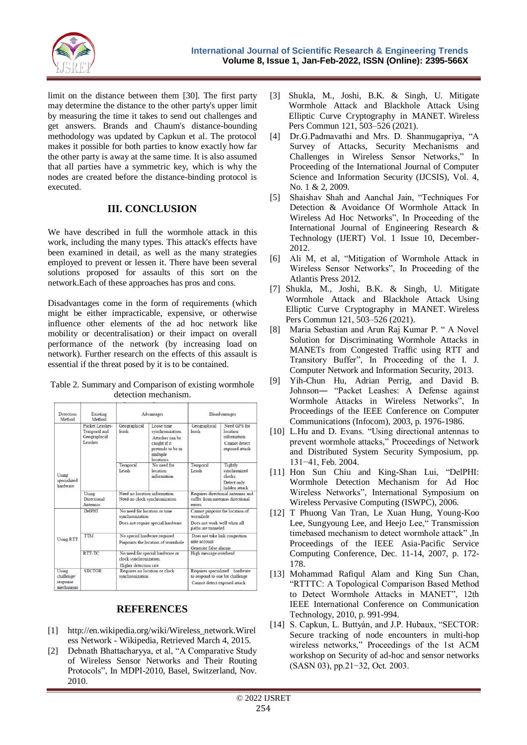limit on the distance between them [30]. The first party may determine the distance to the other party's upper limit by measuring the time it takes to send out challenges and get answers. Brands and Chaum's distance-bounding methodology was updated by Capkun et al. The protocol makes it possible for both parties to know exactly how far the other party is away at the same time. It is also assumed that all parties have a symmetric key, which is why the nodes are created before the distance-binding protocol is executed.

## III. CONCLUSION

We have described in full the wormhole attack in this work, including the many types. This attack's effects have been examined in detail, as well as the many strategies employed to prevent or lessen it. There have been several solutions proposed for assaults of this sort on the network.Each of these approaches has pros and cons.

Disadvantages come in the form of requirements (which might be either impracticable, expensive, or otherwise influence other elements of the ad hoc network like mobility or decentralisation) or their impact on overall performance of the network (by increasing load on network). Further research on the effects of this assault is essential if the threat posed by it is to be contained.

Table 2. Summary and Comparison of existing wormhole detection mechanism.

| Detection Method | Existing Method | Advantages | | Disadvantages | |
|---|---|---|---|---|---|
| Using specialized hardware | Packet Leashes-Temporal and Geographical Leashes | Geographical leash | Loose time synchronization. Attacker can be caught if it pretends to be in multiple locations. | Geographical leash | Need GPS for location information. Cannot detect exposed attack |
| | | Temporal Leash | No need for location information | Temporal Leash | Tightly synchronized clocks. Detect only hidden attack |
| | Using Directional Antennas | Need no location information Need no clock synchronization | | Requires directional antennas and suffer from antennas directional errors | |
| Using RTT | DelPHI | No need for location or time synchronization Does not require special hardware | | Cannot pinpoint the location of wormhole Does not work well when all paths are tunneled | |
| | TTM | No special hardware required Pinpoints the location of wormhole | | Does not take link congestion into account Generate false alarms | |
| | RTT-TC | No need for special hardware or clock synchronization. Higher detection rate | | High message overhead | |
| Using challenge/ response mechanism | SECTOR | Requires no location or clock synchronization | | Requires specialized hardware to respond to one bit challenge Cannot detect exposed attack | |

## REFERENCES

[1] http://en.wikipedia.org/wiki/Wireless_network.Wireless Network - Wikipedia, Retrieved March 4, 2015.

[2] Debnath Bhattacharyya, et al, "A Comparative Study of Wireless Sensor Networks and Their Routing Protocols", In MDPI-2010, Basel, Switzerland, Nov. 2010.

[3] Shukla, M., Joshi, B.K. & Singh, U. Mitigate Wormhole Attack and Blackhole Attack Using Elliptic Curve Cryptography in MANET. Wireless Pers Commun 121, 503–526 (2021).

[4] Dr.G.Padmavathi and Mrs. D. Shanmugapriya, "A Survey of Attacks, Security Mechanisms and Challenges in Wireless Sensor Networks," In Proceeding of the International Journal of Computer Science and Information Security (IJCSIS), Vol. 4, No. 1 & 2, 2009.

[5] Shaishav Shah and Aanchal Jain, "Techniques For Detection & Avoidance Of Wormhole Attack In Wireless Ad Hoc Networks", In Proceeding of the International Journal of Engineering Research & Technology (IJERT) Vol. 1 Issue 10, December-2012.

[6] Ali M, et al, "Mitigation of Wormhole Attack in Wireless Sensor Networks", In Proceeding of the Atlantis Press 2012.

[7] Shukla, M., Joshi, B.K. & Singh, U. Mitigate Wormhole Attack and Blackhole Attack Using Elliptic Curve Cryptography in MANET. Wireless Pers Commun 121, 503–526 (2021).

[8] Maria Sebastian and Arun Raj Kumar P. " A Novel Solution for Discriminating Wormhole Attacks in MANETs from Congested Traffic using RTT and Transitory Buffer", In Proceeding of the I. J. Computer Network and Information Security, 2013.

[9] Yih-Chun Hu, Adrian Perrig, and David B. Johnson— "Packet Leashes: A Defense against Wormhole Attacks in Wireless Networks", In Proceedings of the IEEE Conference on Computer Communications (Infocom), 2003, p. 1976-1986.

[10] L.Hu and D. Evans. "Using directional antennas to prevent wormhole attacks," Proceedings of Network and Distributed System Security Symposium, pp. 131−41, Feb. 2004.

[11] Hon Sun Chiu and King-Shan Lui, "DelPHI: Wormhole Detection Mechanism for Ad Hoc Wireless Networks", International Symposium on Wireless Pervasive Computing (ISWPC), 2006.

[12] T Phuong Van Tran, Le Xuan Hung, Young-Koo Lee, Sungyoung Lee, and Heejo Lee," Transmission timebased mechanism to detect wormhole attack" ,In Proceedings of the IEEE Asia-Pacific Service Computing Conference, Dec. 11-14, 2007, p. 172-178.

[13] Mohammad Rafiqul Alam and King Sun Chan, "RTTTC: A Topological Comparison Based Method to Detect Wormhole Attacks in MANET", 12th IEEE International Conference on Communication Technology, 2010, p. 991-994.

[14] S. Capkun, L. Buttyán, and J.P. Hubaux, "SECTOR: Secure tracking of node encounters in multi-hop wireless networks," Proceedings of the 1st ACM workshop on Security of ad-hoc and sensor networks (SASN 03), pp.21−32, Oct. 2003.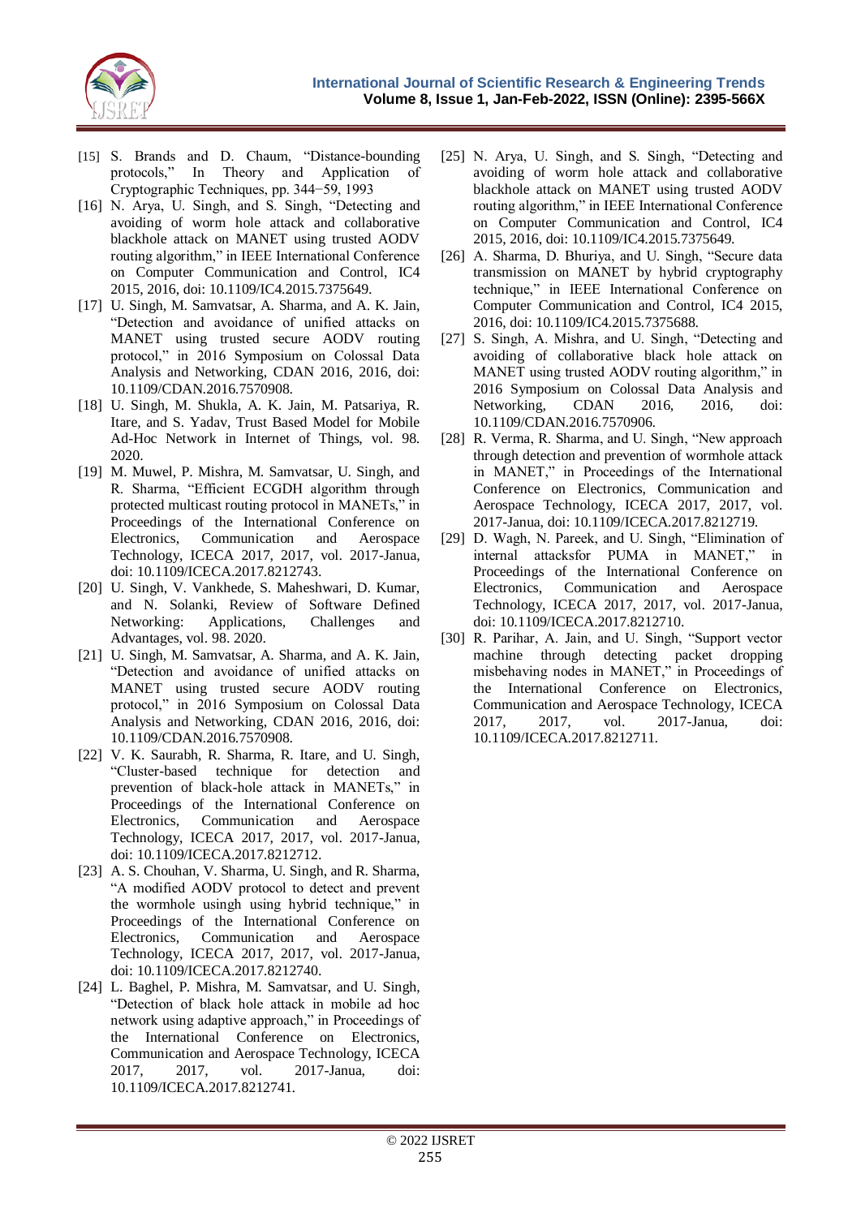[15] S. Brands and D. Chaum, "Distance-bounding protocols," In Theory and Application of Cryptographic Techniques, pp. 344−59, 1993

[16] N. Arya, U. Singh, and S. Singh, "Detecting and avoiding of worm hole attack and collaborative blackhole attack on MANET using trusted AODV routing algorithm," in IEEE International Conference on Computer Communication and Control, IC4 2015, 2016, doi: 10.1109/IC4.2015.7375649.

[17] U. Singh, M. Samvatsar, A. Sharma, and A. K. Jain, "Detection and avoidance of unified attacks on MANET using trusted secure AODV routing protocol," in 2016 Symposium on Colossal Data Analysis and Networking, CDAN 2016, 2016, doi: 10.1109/CDAN.2016.7570908.

[18] U. Singh, M. Shukla, A. K. Jain, M. Patsariya, R. Itare, and S. Yadav, Trust Based Model for Mobile Ad-Hoc Network in Internet of Things, vol. 98. 2020.

[19] M. Muwel, P. Mishra, M. Samvatsar, U. Singh, and R. Sharma, "Efficient ECGDH algorithm through protected multicast routing protocol in MANETs," in Proceedings of the International Conference on Electronics, Communication and Aerospace Technology, ICECA 2017, 2017, vol. 2017-Janua, doi: 10.1109/ICECA.2017.8212743.

[20] U. Singh, V. Vankhede, S. Maheshwari, D. Kumar, and N. Solanki, Review of Software Defined Networking: Applications, Challenges and Advantages, vol. 98. 2020.

[21] U. Singh, M. Samvatsar, A. Sharma, and A. K. Jain, "Detection and avoidance of unified attacks on MANET using trusted secure AODV routing protocol," in 2016 Symposium on Colossal Data Analysis and Networking, CDAN 2016, 2016, doi: 10.1109/CDAN.2016.7570908.

[22] V. K. Saurabh, R. Sharma, R. Itare, and U. Singh, "Cluster-based technique for detection and prevention of black-hole attack in MANETs," in Proceedings of the International Conference on Electronics, Communication and Aerospace Technology, ICECA 2017, 2017, vol. 2017-Janua, doi: 10.1109/ICECA.2017.8212712.

[23] A. S. Chouhan, V. Sharma, U. Singh, and R. Sharma, "A modified AODV protocol to detect and prevent the wormhole usingh using hybrid technique," in Proceedings of the International Conference on Electronics, Communication and Aerospace Technology, ICECA 2017, 2017, vol. 2017-Janua, doi: 10.1109/ICECA.2017.8212740.

[24] L. Baghel, P. Mishra, M. Samvatsar, and U. Singh, "Detection of black hole attack in mobile ad hoc network using adaptive approach," in Proceedings of the International Conference on Electronics, Communication and Aerospace Technology, ICECA 2017, 2017, vol. 2017-Janua, doi: 10.1109/ICECA.2017.8212741.

[25] N. Arya, U. Singh, and S. Singh, "Detecting and avoiding of worm hole attack and collaborative blackhole attack on MANET using trusted AODV routing algorithm," in IEEE International Conference on Computer Communication and Control, IC4 2015, 2016, doi: 10.1109/IC4.2015.7375649.

[26] A. Sharma, D. Bhuriya, and U. Singh, "Secure data transmission on MANET by hybrid cryptography technique," in IEEE International Conference on Computer Communication and Control, IC4 2015, 2016, doi: 10.1109/IC4.2015.7375688.

[27] S. Singh, A. Mishra, and U. Singh, "Detecting and avoiding of collaborative black hole attack on MANET using trusted AODV routing algorithm," in 2016 Symposium on Colossal Data Analysis and Networking, CDAN 2016, 2016, doi: 10.1109/CDAN.2016.7570906.

[28] R. Verma, R. Sharma, and U. Singh, "New approach through detection and prevention of wormhole attack in MANET," in Proceedings of the International Conference on Electronics, Communication and Aerospace Technology, ICECA 2017, 2017, vol. 2017-Janua, doi: 10.1109/ICECA.2017.8212719.

[29] D. Wagh, N. Pareek, and U. Singh, "Elimination of internal attacksfor PUMA in MANET," in Proceedings of the International Conference on Electronics, Communication and Aerospace Technology, ICECA 2017, 2017, vol. 2017-Janua, doi: 10.1109/ICECA.2017.8212710.

[30] R. Parihar, A. Jain, and U. Singh, "Support vector machine through detecting packet dropping misbehaving nodes in MANET," in Proceedings of the International Conference on Electronics, Communication and Aerospace Technology, ICECA 2017, 2017, vol. 2017-Janua, doi: 10.1109/ICECA.2017.8212711.